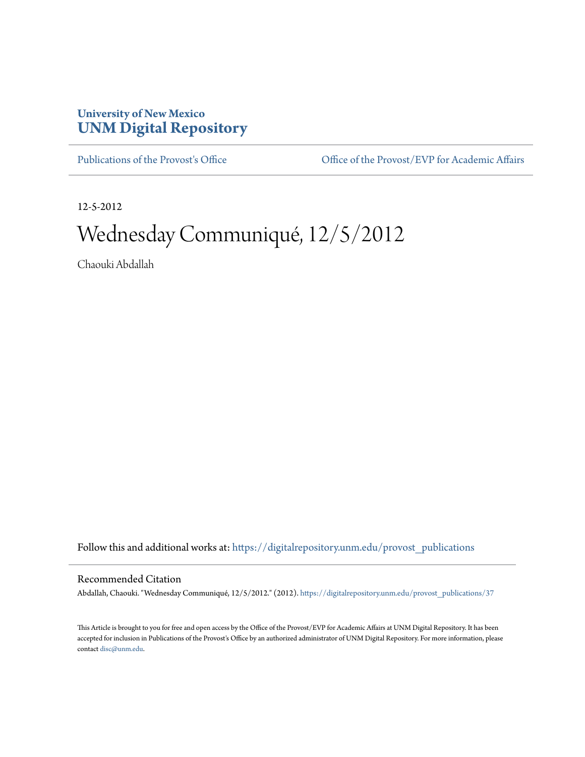University of New Mexico

**UNM Digital Repository**

Publications of the Provost's Office | Office of the Provost/EVP for Academic Affairs

12-5-2012

# Wednesday Communiqué, 12/5/2012

Chaouki Abdallah

Follow this and additional works at: https://digitalrepository.unm.edu/provost_publications

## Recommended Citation

Abdallah, Chaouki. "Wednesday Communiqué, 12/5/2012." (2012). https://digitalrepository.unm.edu/provost_publications/37

This Article is brought to you for free and open access by the Office of the Provost/EVP for Academic Affairs at UNM Digital Repository. It has been accepted for inclusion in Publications of the Provost's Office by an authorized administrator of UNM Digital Repository. For more information, please contact disc@unm.edu.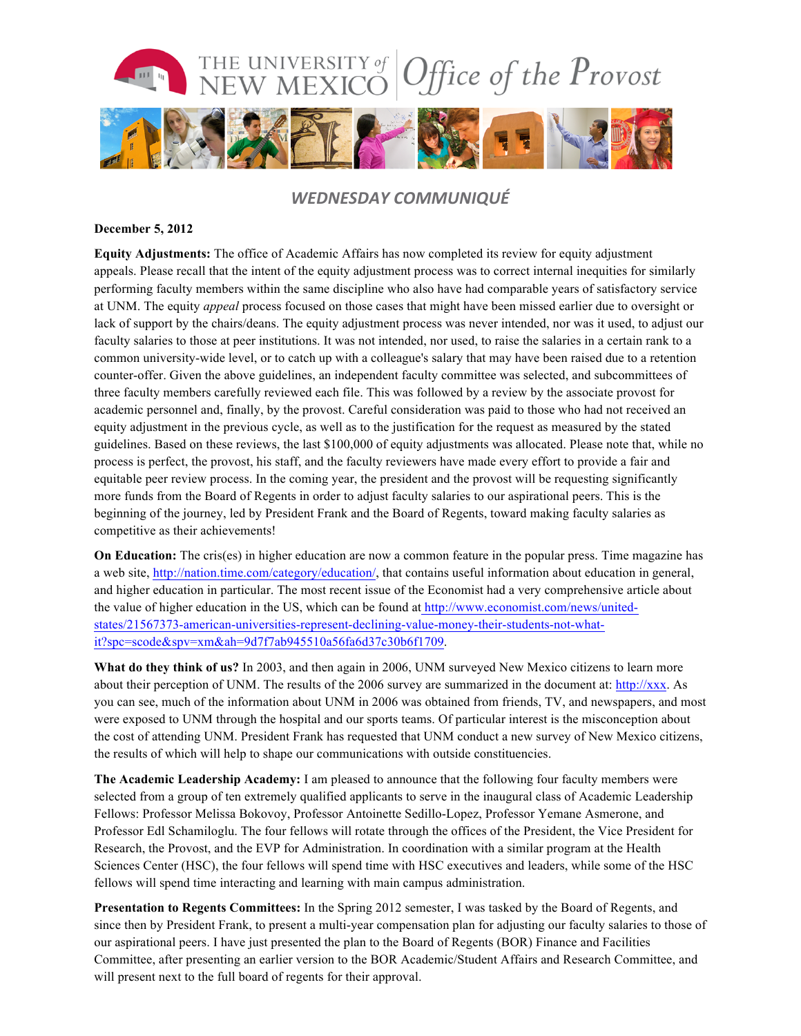## WEDNESDAY COMMUNIQUÉ

**December 5, 2012**

**Equity Adjustments:** The office of Academic Affairs has now completed its review for equity adjustment appeals. Please recall that the intent of the equity adjustment process was to correct internal inequities for similarly performing faculty members within the same discipline who also have had comparable years of satisfactory service at UNM. The equity *appeal* process focused on those cases that might have been missed earlier due to oversight or lack of support by the chairs/deans. The equity adjustment process was never intended, nor was it used, to adjust our faculty salaries to those at peer institutions. It was not intended, nor used, to raise the salaries in a certain rank to a common university-wide level, or to catch up with a colleague's salary that may have been raised due to a retention counter-offer. Given the above guidelines, an independent faculty committee was selected, and subcommittees of three faculty members carefully reviewed each file. This was followed by a review by the associate provost for academic personnel and, finally, by the provost. Careful consideration was paid to those who had not received an equity adjustment in the previous cycle, as well as to the justification for the request as measured by the stated guidelines. Based on these reviews, the last $100,000 of equity adjustments was allocated. Please note that, while no process is perfect, the provost, his staff, and the faculty reviewers have made every effort to provide a fair and equitable peer review process. In the coming year, the president and the provost will be requesting significantly more funds from the Board of Regents in order to adjust faculty salaries to our aspirational peers. This is the beginning of the journey, led by President Frank and the Board of Regents, toward making faculty salaries as competitive as their achievements!

**On Education:** The cris(es) in higher education are now a common feature in the popular press. Time magazine has a web site, http://nation.time.com/category/education/, that contains useful information about education in general, and higher education in particular. The most recent issue of the Economist had a very comprehensive article about the value of higher education in the US, which can be found at http://www.economist.com/news/united-states/21567373-american-universities-represent-declining-value-money-their-students-not-what-it?spc=scode&spv=xm&ah=9d7f7ab945510a56fa6d37c30b6f1709.

**What do they think of us?** In 2003, and then again in 2006, UNM surveyed New Mexico citizens to learn more about their perception of UNM. The results of the 2006 survey are summarized in the document at: http://xxx. As you can see, much of the information about UNM in 2006 was obtained from friends, TV, and newspapers, and most were exposed to UNM through the hospital and our sports teams. Of particular interest is the misconception about the cost of attending UNM. President Frank has requested that UNM conduct a new survey of New Mexico citizens, the results of which will help to shape our communications with outside constituencies.

**The Academic Leadership Academy:** I am pleased to announce that the following four faculty members were selected from a group of ten extremely qualified applicants to serve in the inaugural class of Academic Leadership Fellows: Professor Melissa Bokovoy, Professor Antoinette Sedillo-Lopez, Professor Yemane Asmerone, and Professor Edl Schamiloglu. The four fellows will rotate through the offices of the President, the Vice President for Research, the Provost, and the EVP for Administration. In coordination with a similar program at the Health Sciences Center (HSC), the four fellows will spend time with HSC executives and leaders, while some of the HSC fellows will spend time interacting and learning with main campus administration.

**Presentation to Regents Committees:** In the Spring 2012 semester, I was tasked by the Board of Regents, and since then by President Frank, to present a multi-year compensation plan for adjusting our faculty salaries to those of our aspirational peers. I have just presented the plan to the Board of Regents (BOR) Finance and Facilities Committee, after presenting an earlier version to the BOR Academic/Student Affairs and Research Committee, and will present next to the full board of regents for their approval.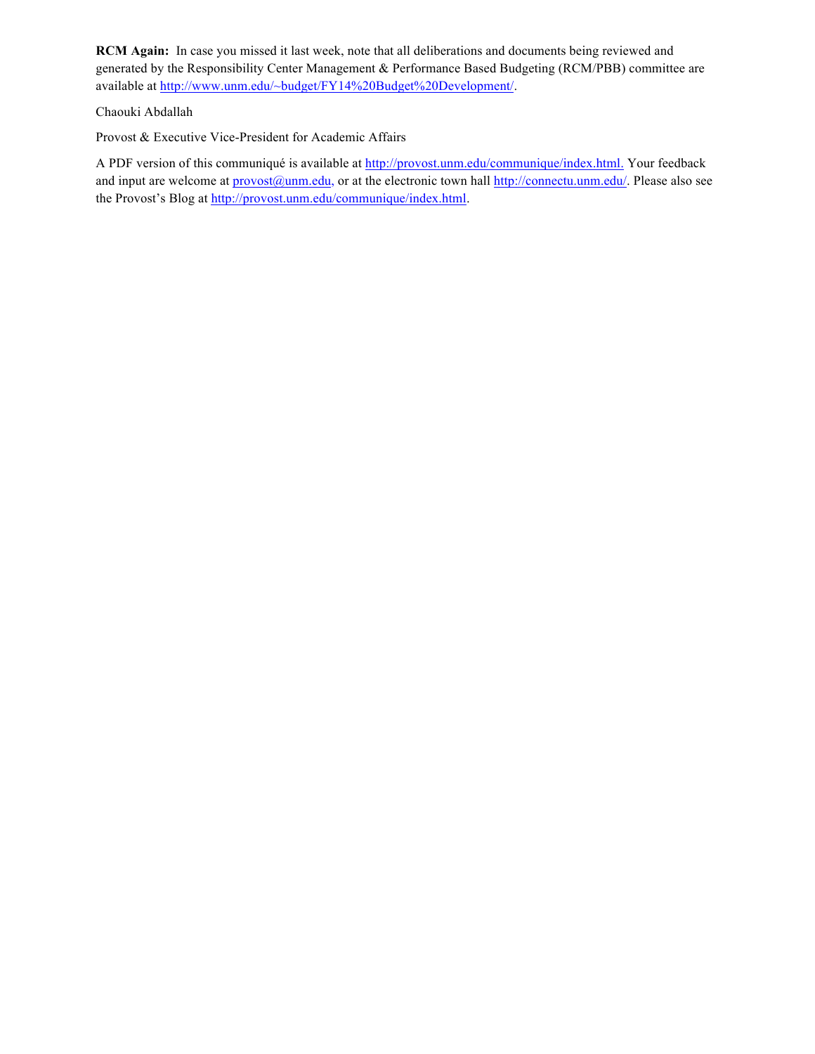**RCM Again:** In case you missed it last week, note that all deliberations and documents being reviewed and generated by the Responsibility Center Management & Performance Based Budgeting (RCM/PBB) committee are available at http://www.unm.edu/~budget/FY14%20Budget%20Development/.

Chaouki Abdallah

Provost & Executive Vice-President for Academic Affairs

A PDF version of this communiqué is available at http://provost.unm.edu/communique/index.html. Your feedback and input are welcome at provost@unm.edu, or at the electronic town hall http://connectu.unm.edu/. Please also see the Provost's Blog at http://provost.unm.edu/communique/index.html.